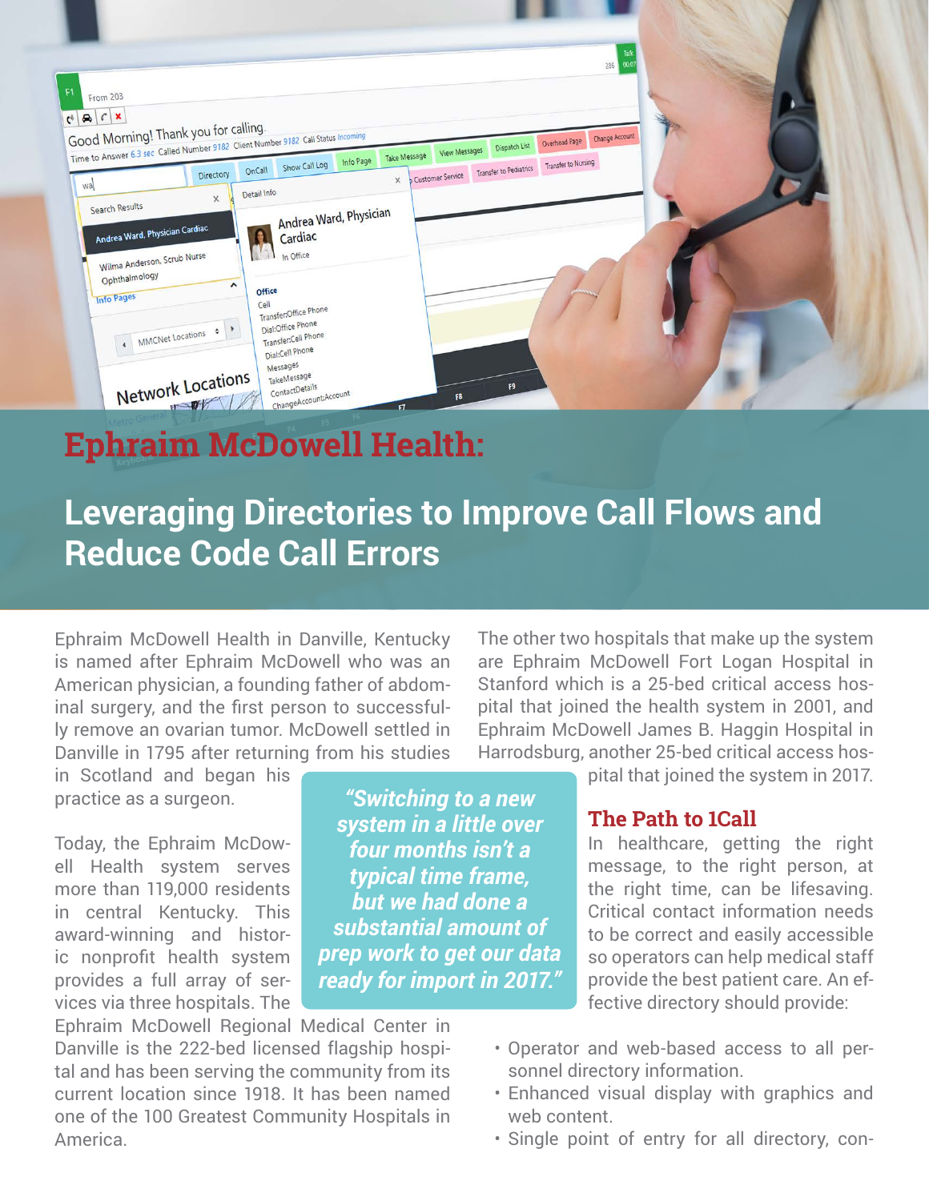# Ephraim McDowell Health:

## Leveraging Directories to Improve Call Flows and Reduce Code Call Errors

Ephraim McDowell Health in Danville, Kentucky is named after Ephraim McDowell who was an American physician, a founding father of abdominal surgery, and the first person to successfully remove an ovarian tumor. McDowell settled in Danville in 1795 after returning from his studies in Scotland and began his practice as a surgeon.

Today, the Ephraim McDowell Health system serves more than 119,000 residents in central Kentucky. This award-winning and historic nonprofit health system provides a full array of services via three hospitals. The Ephraim McDowell Regional Medical Center in Danville is the 222-bed licensed flagship hospital and has been serving the community from its current location since 1918. It has been named one of the 100 Greatest Community Hospitals in America.

> *"Switching to a new system in a little over four months isn't a typical time frame, but we had done a substantial amount of prep work to get our data ready for import in 2017."*

The other two hospitals that make up the system are Ephraim McDowell Fort Logan Hospital in Stanford which is a 25-bed critical access hospital that joined the health system in 2001, and Ephraim McDowell James B. Haggin Hospital in Harrodsburg, another 25-bed critical access hospital that joined the system in 2017.

### The Path to 1Call

In healthcare, getting the right message, to the right person, at the right time, can be lifesaving. Critical contact information needs to be correct and easily accessible so operators can help medical staff provide the best patient care. An effective directory should provide:

- Operator and web-based access to all personnel directory information.
- Enhanced visual display with graphics and web content.
- Single point of entry for all directory, con-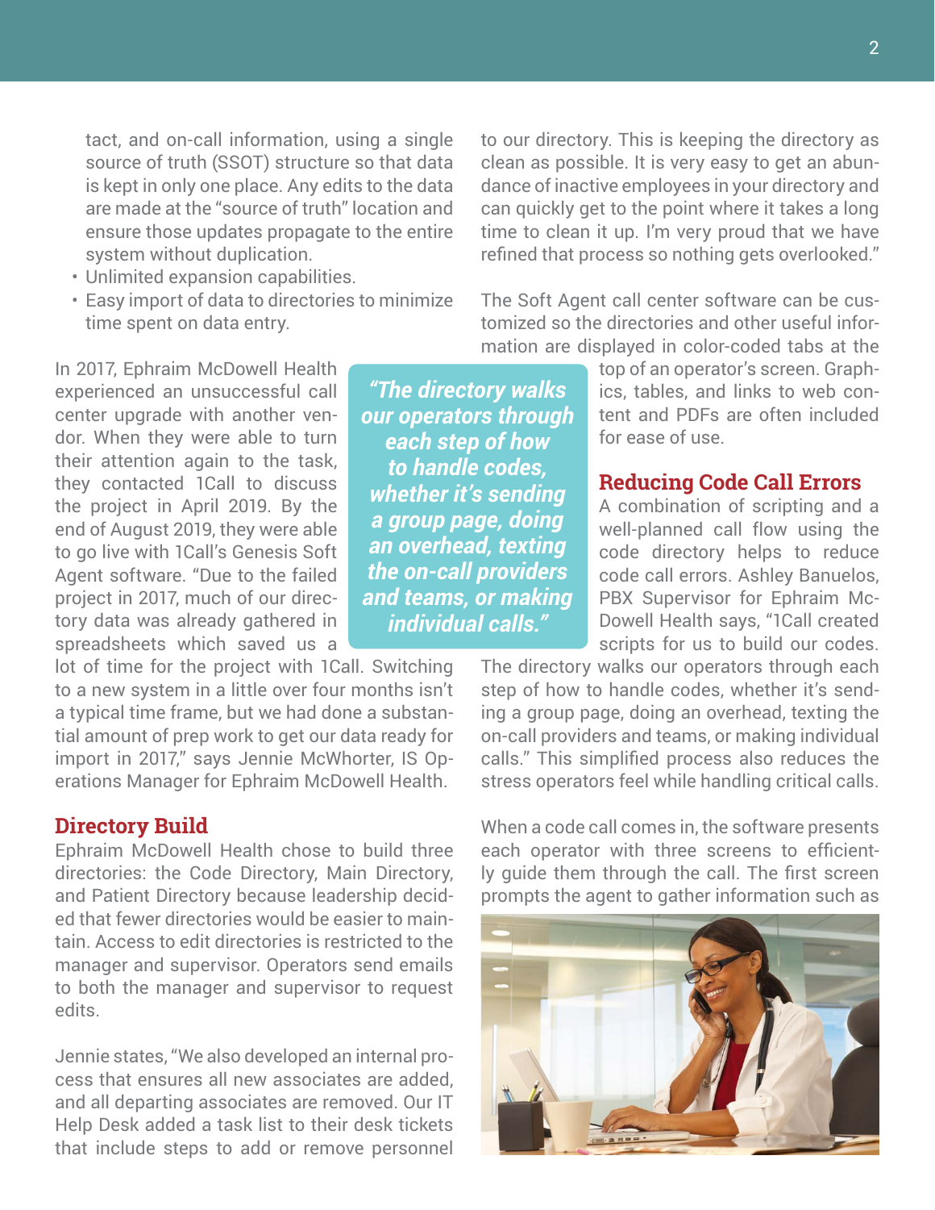tact, and on-call information, using a single source of truth (SSOT) structure so that data is kept in only one place. Any edits to the data are made at the "source of truth" location and ensure those updates propagate to the entire system without duplication.
- Unlimited expansion capabilities.
- Easy import of data to directories to minimize time spent on data entry.

In 2017, Ephraim McDowell Health experienced an unsuccessful call center upgrade with another vendor. When they were able to turn their attention again to the task, they contacted 1Call to discuss the project in April 2019. By the end of August 2019, they were able to go live with 1Call's Genesis Soft Agent software. "Due to the failed project in 2017, much of our directory data was already gathered in spreadsheets which saved us a lot of time for the project with 1Call. Switching to a new system in a little over four months isn't a typical time frame, but we had done a substantial amount of prep work to get our data ready for import in 2017," says Jennie McWhorter, IS Operations Manager for Ephraim McDowell Health.

***"The directory walks our operators through each step of how to handle codes, whether it's sending a group page, doing an overhead, texting the on-call providers and teams, or making individual calls."***

## Directory Build

Ephraim McDowell Health chose to build three directories: the Code Directory, Main Directory, and Patient Directory because leadership decided that fewer directories would be easier to maintain. Access to edit directories is restricted to the manager and supervisor. Operators send emails to both the manager and supervisor to request edits.

Jennie states, "We also developed an internal process that ensures all new associates are added, and all departing associates are removed. Our IT Help Desk added a task list to their desk tickets that include steps to add or remove personnel to our directory. This is keeping the directory as clean as possible. It is very easy to get an abundance of inactive employees in your directory and can quickly get to the point where it takes a long time to clean it up. I'm very proud that we have refined that process so nothing gets overlooked."

The Soft Agent call center software can be customized so the directories and other useful information are displayed in color-coded tabs at the top of an operator's screen. Graphics, tables, and links to web content and PDFs are often included for ease of use.

## Reducing Code Call Errors

A combination of scripting and a well-planned call flow using the code directory helps to reduce code call errors. Ashley Banuelos, PBX Supervisor for Ephraim McDowell Health says, "1Call created scripts for us to build our codes. The directory walks our operators through each step of how to handle codes, whether it's sending a group page, doing an overhead, texting the on-call providers and teams, or making individual calls." This simplified process also reduces the stress operators feel while handling critical calls.

When a code call comes in, the software presents each operator with three screens to efficiently guide them through the call. The first screen prompts the agent to gather information such as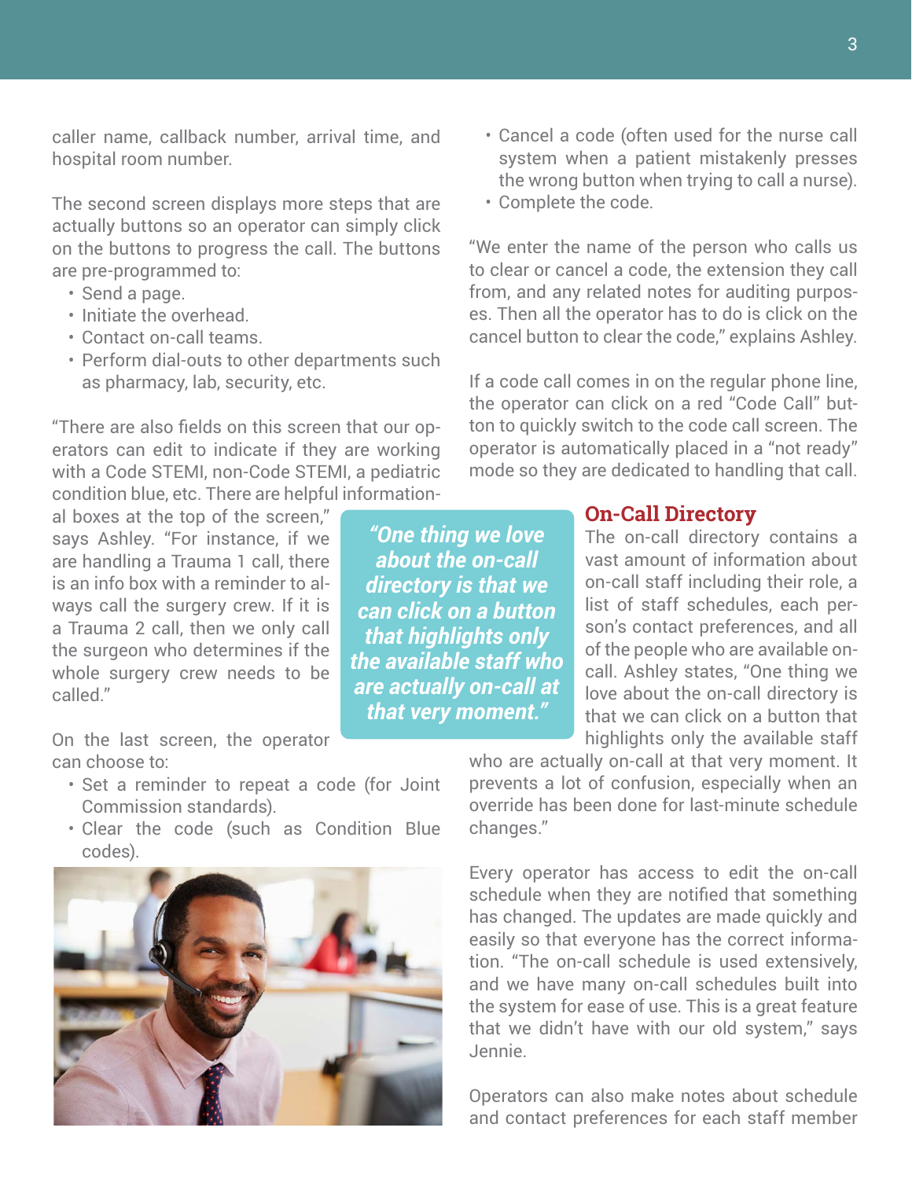caller name, callback number, arrival time, and hospital room number.

The second screen displays more steps that are actually buttons so an operator can simply click on the buttons to progress the call. The buttons are pre-programmed to:

- Send a page.
- Initiate the overhead.
- Contact on-call teams.
- Perform dial-outs to other departments such as pharmacy, lab, security, etc.

"There are also fields on this screen that our operators can edit to indicate if they are working with a Code STEMI, non-Code STEMI, a pediatric condition blue, etc. There are helpful informational boxes at the top of the screen," says Ashley. "For instance, if we are handling a Trauma 1 call, there is an info box with a reminder to always call the surgery crew. If it is a Trauma 2 call, then we only call the surgeon who determines if the whole surgery crew needs to be called."

On the last screen, the operator can choose to:

- Set a reminder to repeat a code (for Joint Commission standards).
- Clear the code (such as Condition Blue codes).
- Cancel a code (often used for the nurse call system when a patient mistakenly presses the wrong button when trying to call a nurse).
- Complete the code.

"We enter the name of the person who calls us to clear or cancel a code, the extension they call from, and any related notes for auditing purposes. Then all the operator has to do is click on the cancel button to clear the code," explains Ashley.

If a code call comes in on the regular phone line, the operator can click on a red "Code Call" button to quickly switch to the code call screen. The operator is automatically placed in a "not ready" mode so they are dedicated to handling that call.

***"One thing we love about the on-call directory is that we can click on a button that highlights only the available staff who are actually on-call at that very moment."***

## On-Call Directory

The on-call directory contains a vast amount of information about on-call staff including their role, a list of staff schedules, each person's contact preferences, and all of the people who are available on-call. Ashley states, "One thing we love about the on-call directory is that we can click on a button that highlights only the available staff who are actually on-call at that very moment. It prevents a lot of confusion, especially when an override has been done for last-minute schedule changes."

Every operator has access to edit the on-call schedule when they are notified that something has changed. The updates are made quickly and easily so that everyone has the correct information. "The on-call schedule is used extensively, and we have many on-call schedules built into the system for ease of use. This is a great feature that we didn't have with our old system," says Jennie.

Operators can also make notes about schedule and contact preferences for each staff member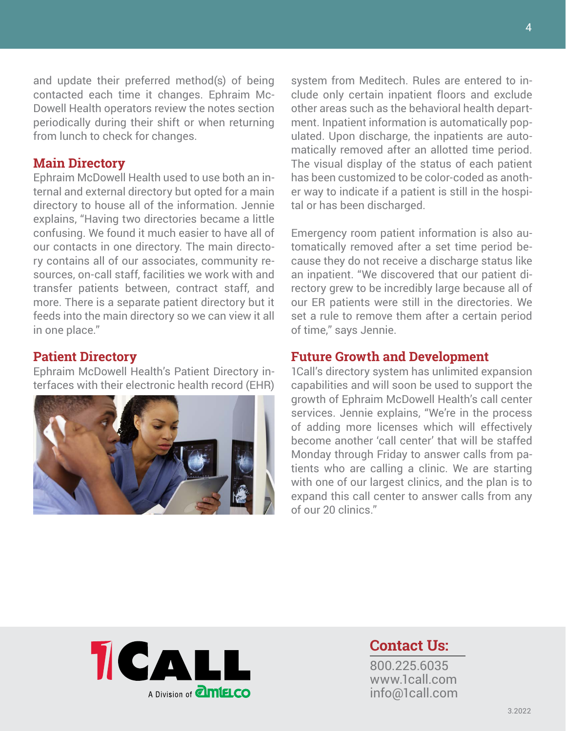and update their preferred method(s) of being contacted each time it changes. Ephraim McDowell Health operators review the notes section periodically during their shift or when returning from lunch to check for changes.

## Main Directory

Ephraim McDowell Health used to use both an internal and external directory but opted for a main directory to house all of the information. Jennie explains, "Having two directories became a little confusing. We found it much easier to have all of our contacts in one directory. The main directory contains all of our associates, community resources, on-call staff, facilities we work with and transfer patients between, contract staff, and more. There is a separate patient directory but it feeds into the main directory so we can view it all in one place."

## Patient Directory

Ephraim McDowell Health's Patient Directory interfaces with their electronic health record (EHR) system from Meditech. Rules are entered to include only certain inpatient floors and exclude other areas such as the behavioral health department. Inpatient information is automatically populated. Upon discharge, the inpatients are automatically removed after an allotted time period. The visual display of the status of each patient has been customized to be color-coded as another way to indicate if a patient is still in the hospital or has been discharged.

Emergency room patient information is also automatically removed after a set time period because they do not receive a discharge status like an inpatient. "We discovered that our patient directory grew to be incredibly large because all of our ER patients were still in the directories. We set a rule to remove them after a certain period of time," says Jennie.

## Future Growth and Development

1Call's directory system has unlimited expansion capabilities and will soon be used to support the growth of Ephraim McDowell Health's call center services. Jennie explains, "We're in the process of adding more licenses which will effectively become another 'call center' that will be staffed Monday through Friday to answer calls from patients who are calling a clinic. We are starting with one of our largest clinics, and the plan is to expand this call center to answer calls from any of our 20 clinics."

1CALL
A Division of amtelco

## Contact Us:

800.225.6035
www.1call.com
info@1call.com

3.2022